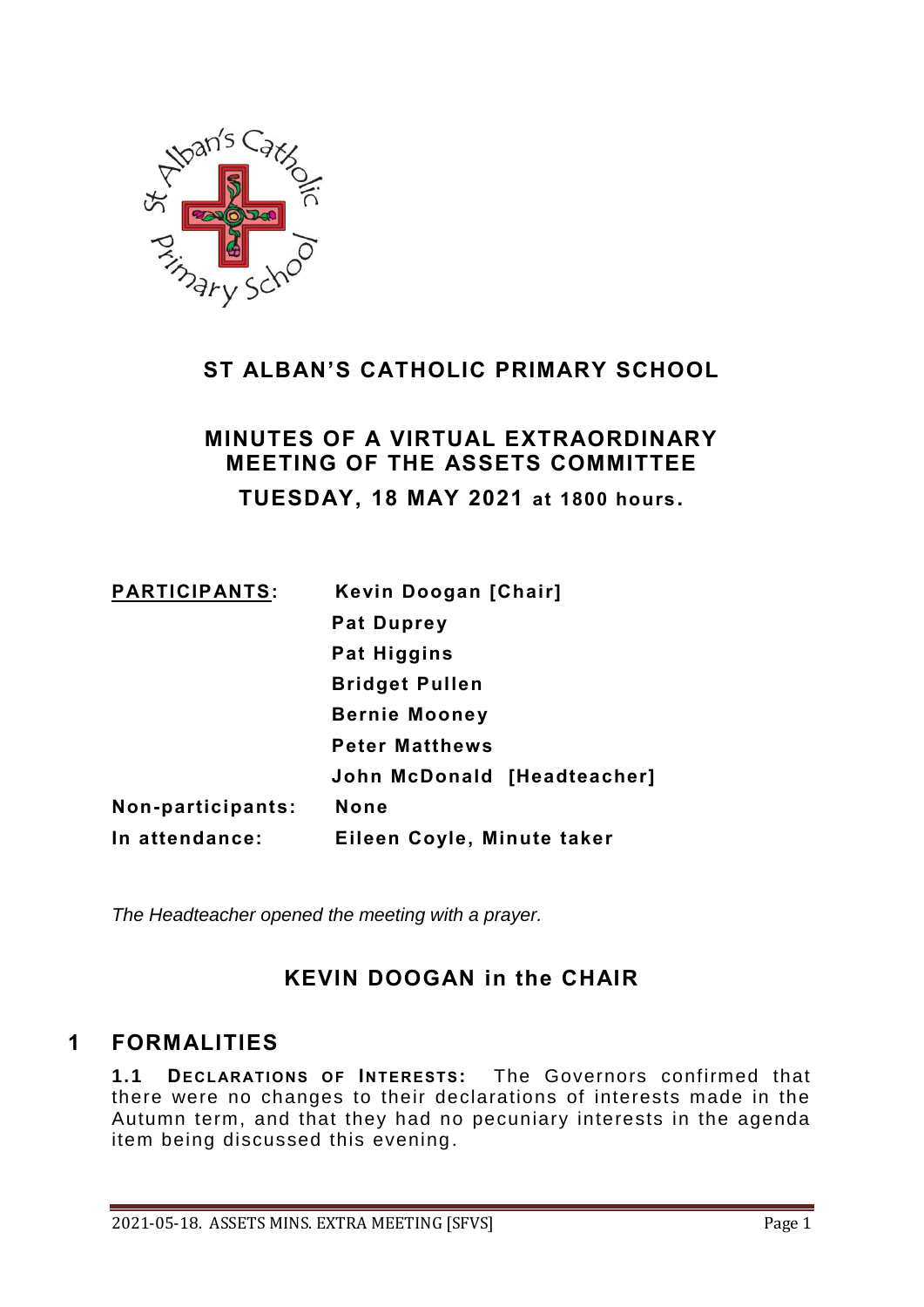# ST ALBAN'S CATHOLIC PRIMARY SCHOOL

## MINUTES OF A VIRTUAL EXTRAORDINARY MEETING OF THE ASSETS COMMITTEE

### TUESDAY, 18 MAY 2021 at 1800 hours.

| | |
|---|---|
| **PARTICIPANTS:** | **Kevin Doogan [Chair]** |
| | **Pat Duprey** |
| | **Pat Higgins** |
| | **Bridget Pullen** |
| | **Bernie Mooney** |
| | **Peter Matthews** |
| | **John McDonald [Headteacher]** |
| **Non-participants:** | **None** |
| **In attendance:** | **Eileen Coyle, Minute taker** |

*The Headteacher opened the meeting with a prayer.*

### KEVIN DOOGAN in the CHAIR

## 1 FORMALITIES

**1.1 DECLARATIONS OF INTERESTS:** The Governors confirmed that there were no changes to their declarations of interests made in the Autumn term, and that they had no pecuniary interests in the agenda item being discussed this evening.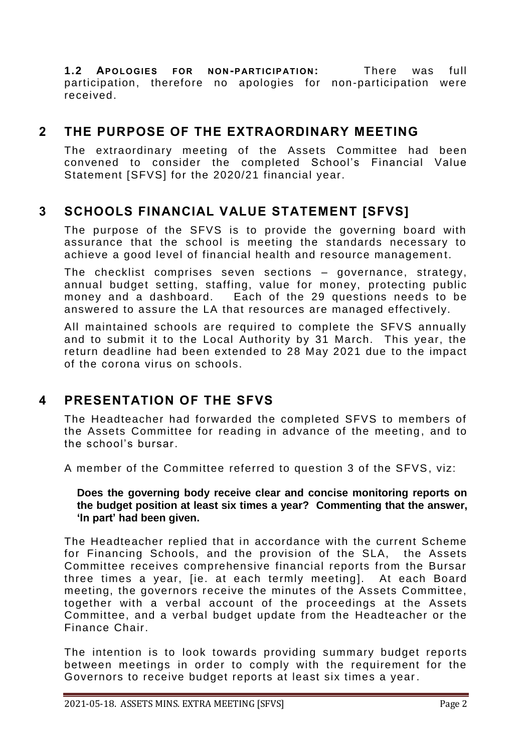**1.2 APOLOGIES FOR NON-PARTICIPATION:** There was full participation, therefore no apologies for non-participation were received.

## 2 THE PURPOSE OF THE EXTRAORDINARY MEETING

The extraordinary meeting of the Assets Committee had been convened to consider the completed School's Financial Value Statement [SFVS] for the 2020/21 financial year.

## 3 SCHOOLS FINANCIAL VALUE STATEMENT [SFVS]

The purpose of the SFVS is to provide the governing board with assurance that the school is meeting the standards necessary to achieve a good level of financial health and resource management.

The checklist comprises seven sections – governance, strategy, annual budget setting, staffing, value for money, protecting public money and a dashboard. Each of the 29 questions needs to be answered to assure the LA that resources are managed effectively.

All maintained schools are required to complete the SFVS annually and to submit it to the Local Authority by 31 March. This year, the return deadline had been extended to 28 May 2021 due to the impact of the corona virus on schools.

## 4 PRESENTATION OF THE SFVS

The Headteacher had forwarded the completed SFVS to members of the Assets Committee for reading in advance of the meeting, and to the school's bursar.

A member of the Committee referred to question 3 of the SFVS, viz:

> **Does the governing body receive clear and concise monitoring reports on the budget position at least six times a year? Commenting that the answer, 'In part' had been given.**

The Headteacher replied that in accordance with the current Scheme for Financing Schools, and the provision of the SLA, the Assets Committee receives comprehensive financial reports from the Bursar three times a year, [ie. at each termly meeting]. At each Board meeting, the governors receive the minutes of the Assets Committee, together with a verbal account of the proceedings at the Assets Committee, and a verbal budget update from the Headteacher or the Finance Chair.

The intention is to look towards providing summary budget reports between meetings in order to comply with the requirement for the Governors to receive budget reports at least six times a year.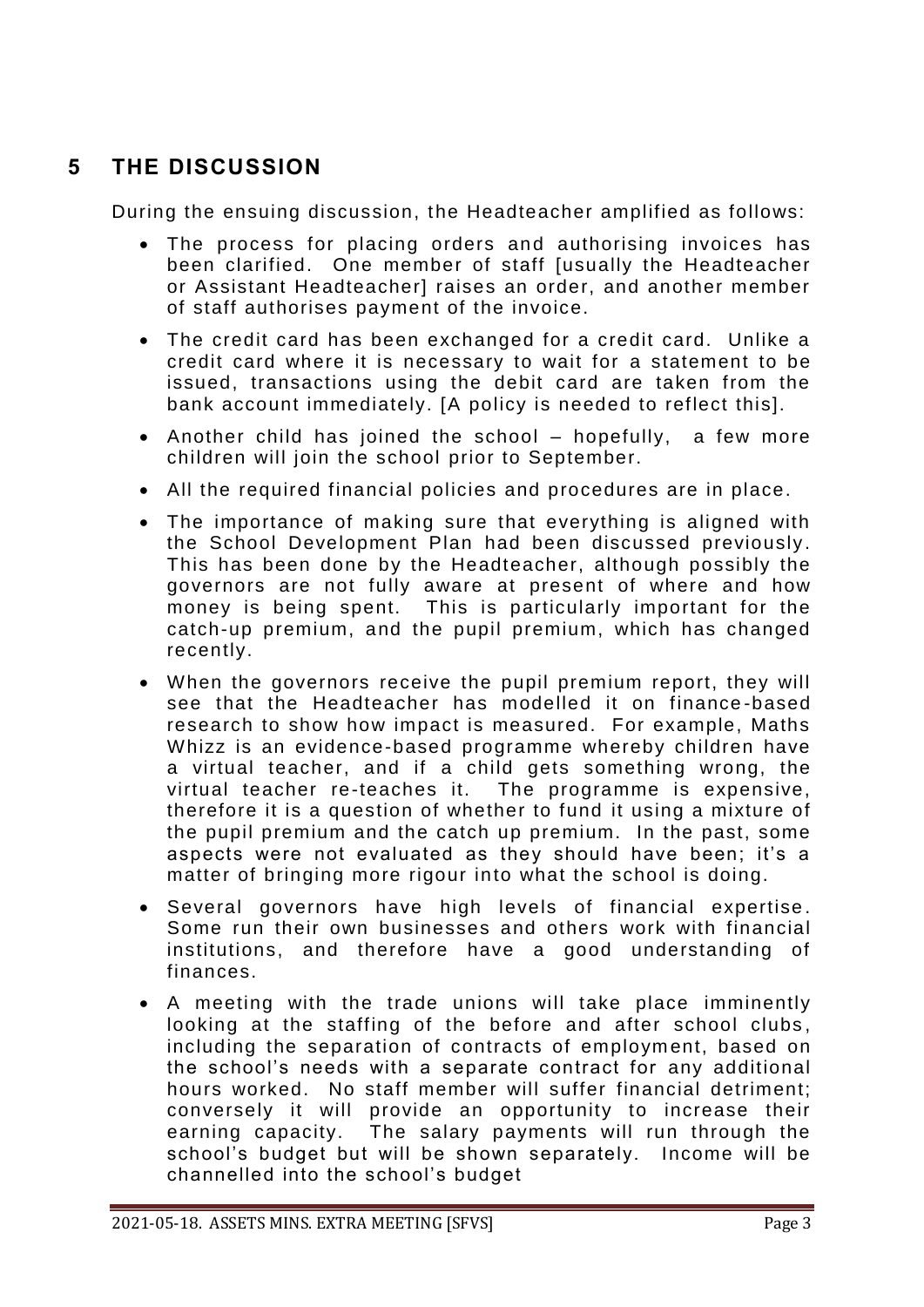## 5 THE DISCUSSION

During the ensuing discussion, the Headteacher amplified as follows:

- The process for placing orders and authorising invoices has been clarified. One member of staff [usually the Headteacher or Assistant Headteacher] raises an order, and another member of staff authorises payment of the invoice.
- The credit card has been exchanged for a credit card. Unlike a credit card where it is necessary to wait for a statement to be issued, transactions using the debit card are taken from the bank account immediately. [A policy is needed to reflect this].
- Another child has joined the school – hopefully, a few more children will join the school prior to September.
- All the required financial policies and procedures are in place.
- The importance of making sure that everything is aligned with the School Development Plan had been discussed previously. This has been done by the Headteacher, although possibly the governors are not fully aware at present of where and how money is being spent. This is particularly important for the catch-up premium, and the pupil premium, which has changed recently.
- When the governors receive the pupil premium report, they will see that the Headteacher has modelled it on finance-based research to show how impact is measured. For example, Maths Whizz is an evidence-based programme whereby children have a virtual teacher, and if a child gets something wrong, the virtual teacher re-teaches it. The programme is expensive, therefore it is a question of whether to fund it using a mixture of the pupil premium and the catch up premium. In the past, some aspects were not evaluated as they should have been; it's a matter of bringing more rigour into what the school is doing.
- Several governors have high levels of financial expertise. Some run their own businesses and others work with financial institutions, and therefore have a good understanding of finances.
- A meeting with the trade unions will take place imminently looking at the staffing of the before and after school clubs, including the separation of contracts of employment, based on the school's needs with a separate contract for any additional hours worked. No staff member will suffer financial detriment; conversely it will provide an opportunity to increase their earning capacity. The salary payments will run through the school's budget but will be shown separately. Income will be channelled into the school's budget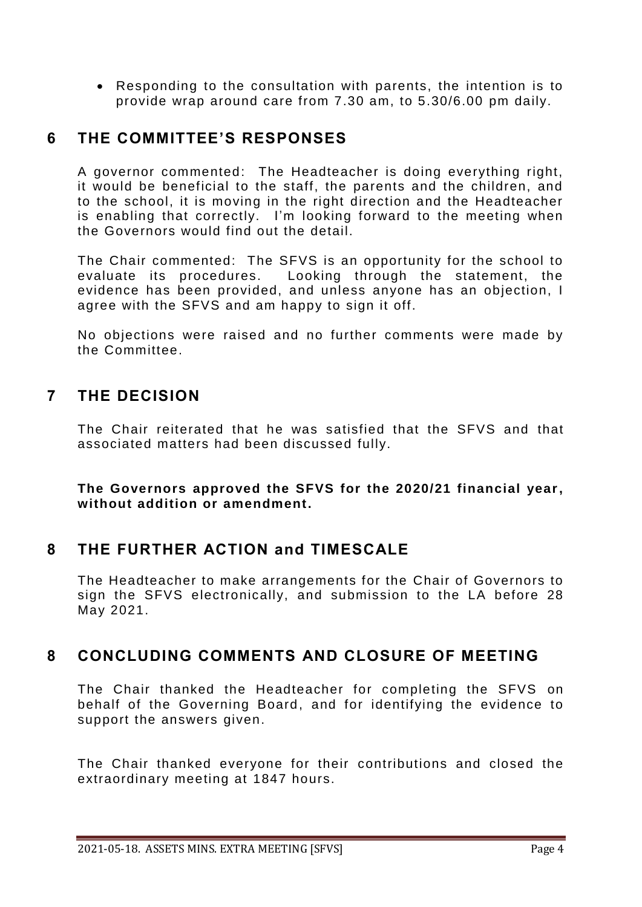- Responding to the consultation with parents, the intention is to provide wrap around care from 7.30 am, to 5.30/6.00 pm daily.

## 6 THE COMMITTEE'S RESPONSES

A governor commented: The Headteacher is doing everything right, it would be beneficial to the staff, the parents and the children, and to the school, it is moving in the right direction and the Headteacher is enabling that correctly. I'm looking forward to the meeting when the Governors would find out the detail.

The Chair commented: The SFVS is an opportunity for the school to evaluate its procedures. Looking through the statement, the evidence has been provided, and unless anyone has an objection, I agree with the SFVS and am happy to sign it off.

No objections were raised and no further comments were made by the Committee.

## 7 THE DECISION

The Chair reiterated that he was satisfied that the SFVS and that associated matters had been discussed fully.

**The Governors approved the SFVS for the 2020/21 financial year, without addition or amendment.**

## 8 THE FURTHER ACTION and TIMESCALE

The Headteacher to make arrangements for the Chair of Governors to sign the SFVS electronically, and submission to the LA before 28 May 2021.

## 8 CONCLUDING COMMENTS AND CLOSURE OF MEETING

The Chair thanked the Headteacher for completing the SFVS on behalf of the Governing Board, and for identifying the evidence to support the answers given.

The Chair thanked everyone for their contributions and closed the extraordinary meeting at 1847 hours.